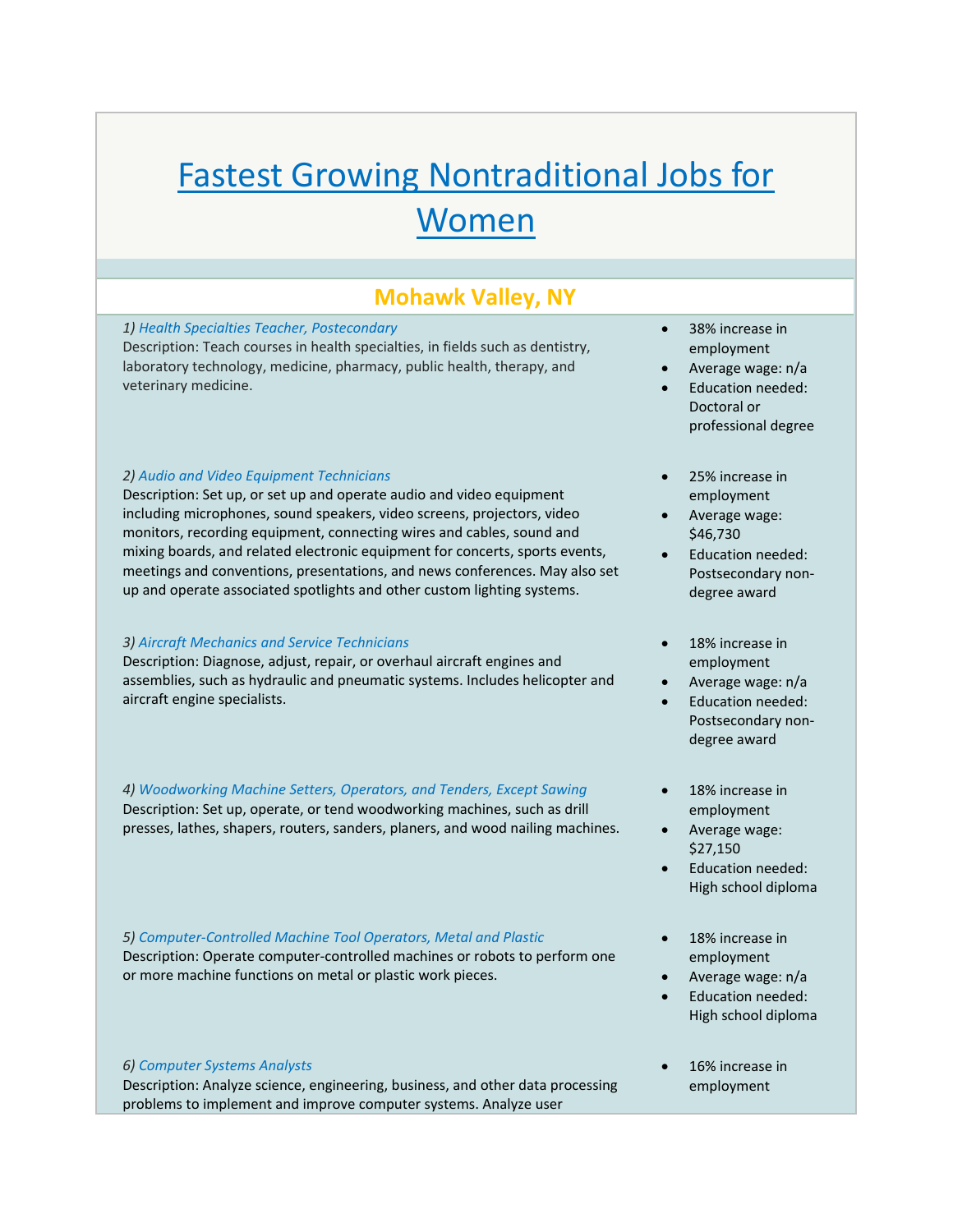# Fastest Growing Nontraditional Jobs for Women

## Mohawk Valley, NY

1) *Health Specialties Teacher, Postsecondary*
Description: Teach courses in health specialties, in fields such as dentistry, laboratory technology, medicine, pharmacy, public health, therapy, and veterinary medicine.

- 38% increase in employment
- Average wage: n/a
- Education needed: Doctoral or professional degree

2) *Audio and Video Equipment Technicians*
Description: Set up, or set up and operate audio and video equipment including microphones, sound speakers, video screens, projectors, video monitors, recording equipment, connecting wires and cables, sound and mixing boards, and related electronic equipment for concerts, sports events, meetings and conventions, presentations, and news conferences. May also set up and operate associated spotlights and other custom lighting systems.

- 25% increase in employment
- Average wage: $46,730
- Education needed: Postsecondary non-degree award

3) *Aircraft Mechanics and Service Technicians*
Description: Diagnose, adjust, repair, or overhaul aircraft engines and assemblies, such as hydraulic and pneumatic systems. Includes helicopter and aircraft engine specialists.

- 18% increase in employment
- Average wage: n/a
- Education needed: Postsecondary non-degree award

4) *Woodworking Machine Setters, Operators, and Tenders, Except Sawing*
Description: Set up, operate, or tend woodworking machines, such as drill presses, lathes, shapers, routers, sanders, planers, and wood nailing machines.

- 18% increase in employment
- Average wage: $27,150
- Education needed: High school diploma

5) *Computer-Controlled Machine Tool Operators, Metal and Plastic*
Description: Operate computer-controlled machines or robots to perform one or more machine functions on metal or plastic work pieces.

- 18% increase in employment
- Average wage: n/a
- Education needed: High school diploma

6) *Computer Systems Analysts*
Description: Analyze science, engineering, business, and other data processing problems to implement and improve computer systems. Analyze user

- 16% increase in employment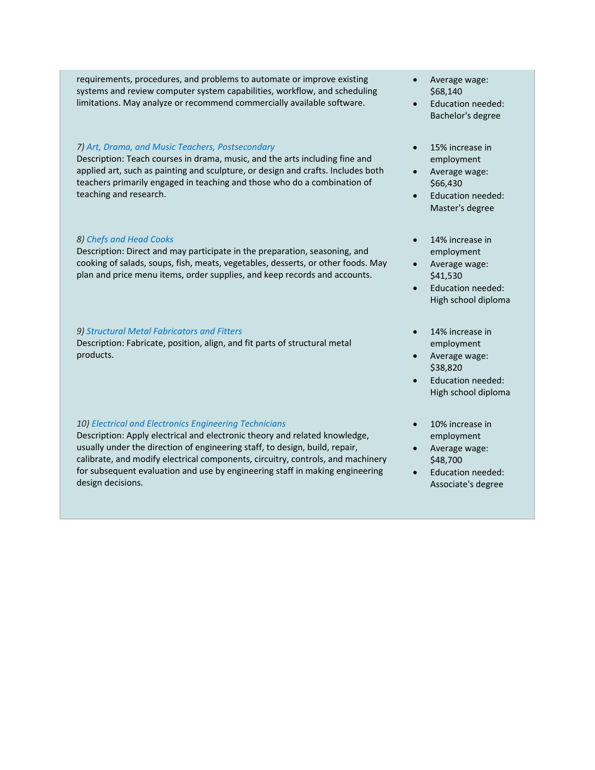requirements, procedures, and problems to automate or improve existing systems and review computer system capabilities, workflow, and scheduling limitations. May analyze or recommend commercially available software.

- Average wage: $68,140
- Education needed: Bachelor's degree

*7) Art, Drama, and Music Teachers, Postsecondary*

Description: Teach courses in drama, music, and the arts including fine and applied art, such as painting and sculpture, or design and crafts. Includes both teachers primarily engaged in teaching and those who do a combination of teaching and research.

- 15% increase in employment
- Average wage: $66,430
- Education needed: Master's degree

*8) Chefs and Head Cooks*

Description: Direct and may participate in the preparation, seasoning, and cooking of salads, soups, fish, meats, vegetables, desserts, or other foods. May plan and price menu items, order supplies, and keep records and accounts.

- 14% increase in employment
- Average wage: $41,530
- Education needed: High school diploma

*9) Structural Metal Fabricators and Fitters*

Description: Fabricate, position, align, and fit parts of structural metal products.

- 14% increase in employment
- Average wage: $38,820
- Education needed: High school diploma

*10) Electrical and Electronics Engineering Technicians*

Description: Apply electrical and electronic theory and related knowledge, usually under the direction of engineering staff, to design, build, repair, calibrate, and modify electrical components, circuitry, controls, and machinery for subsequent evaluation and use by engineering staff in making engineering design decisions.

- 10% increase in employment
- Average wage: $48,700
- Education needed: Associate's degree